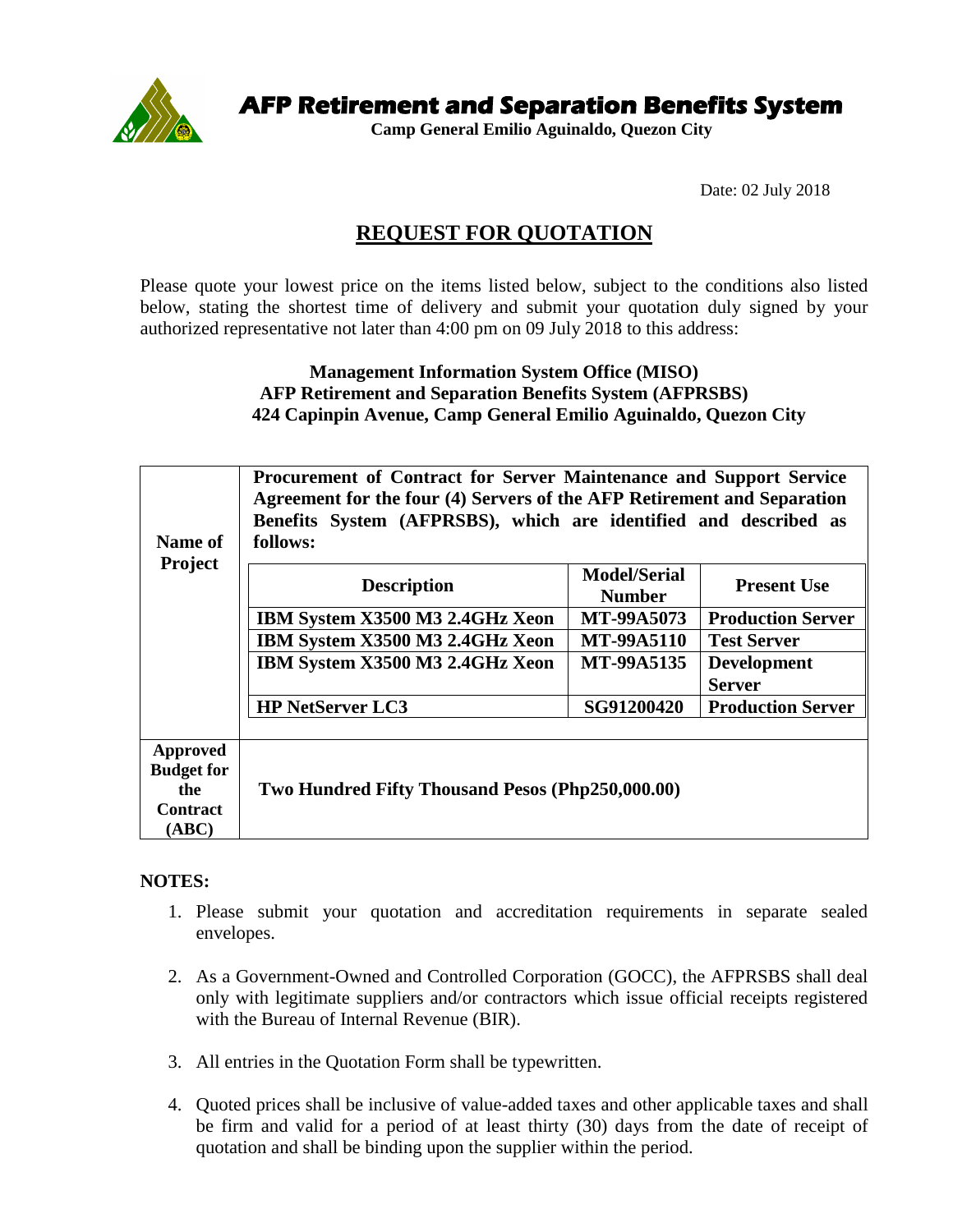# AFP Retirement and Separation Benefits System

**Camp General Emilio Aguinaldo, Quezon City**

Date: 02 July 2018

## REQUEST FOR QUOTATION

Please quote your lowest price on the items listed below, subject to the conditions also listed below, stating the shortest time of delivery and submit your quotation duly signed by your authorized representative not later than 4:00 pm on 09 July 2018 to this address:

**Management Information System Office (MISO)**
**AFP Retirement and Separation Benefits System (AFPRSBS)**
**424 Capinpin Avenue, Camp General Emilio Aguinaldo, Quezon City**

| | | | |
|---|---|---|---|
| **Name of Project** | **Procurement of Contract for Server Maintenance and Support Service Agreement for the four (4) Servers of the AFP Retirement and Separation Benefits System (AFPRSBS), which are identified and described as follows:** | | |
| | **Description** | **Model/Serial Number** | **Present Use** |
| | **IBM System X3500 M3 2.4GHz Xeon** | **MT-99A5073** | **Production Server** |
| | **IBM System X3500 M3 2.4GHz Xeon** | **MT-99A5110** | **Test Server** |
| | **IBM System X3500 M3 2.4GHz Xeon** | **MT-99A5135** | **Development Server** |
| | **HP NetServer LC3** | **SG91200420** | **Production Server** |
| **Approved Budget for the Contract (ABC)** | **Two Hundred Fifty Thousand Pesos (Php250,000.00)** | | |

**NOTES:**

1. Please submit your quotation and accreditation requirements in separate sealed envelopes.

2. As a Government-Owned and Controlled Corporation (GOCC), the AFPRSBS shall deal only with legitimate suppliers and/or contractors which issue official receipts registered with the Bureau of Internal Revenue (BIR).

3. All entries in the Quotation Form shall be typewritten.

4. Quoted prices shall be inclusive of value-added taxes and other applicable taxes and shall be firm and valid for a period of at least thirty (30) days from the date of receipt of quotation and shall be binding upon the supplier within the period.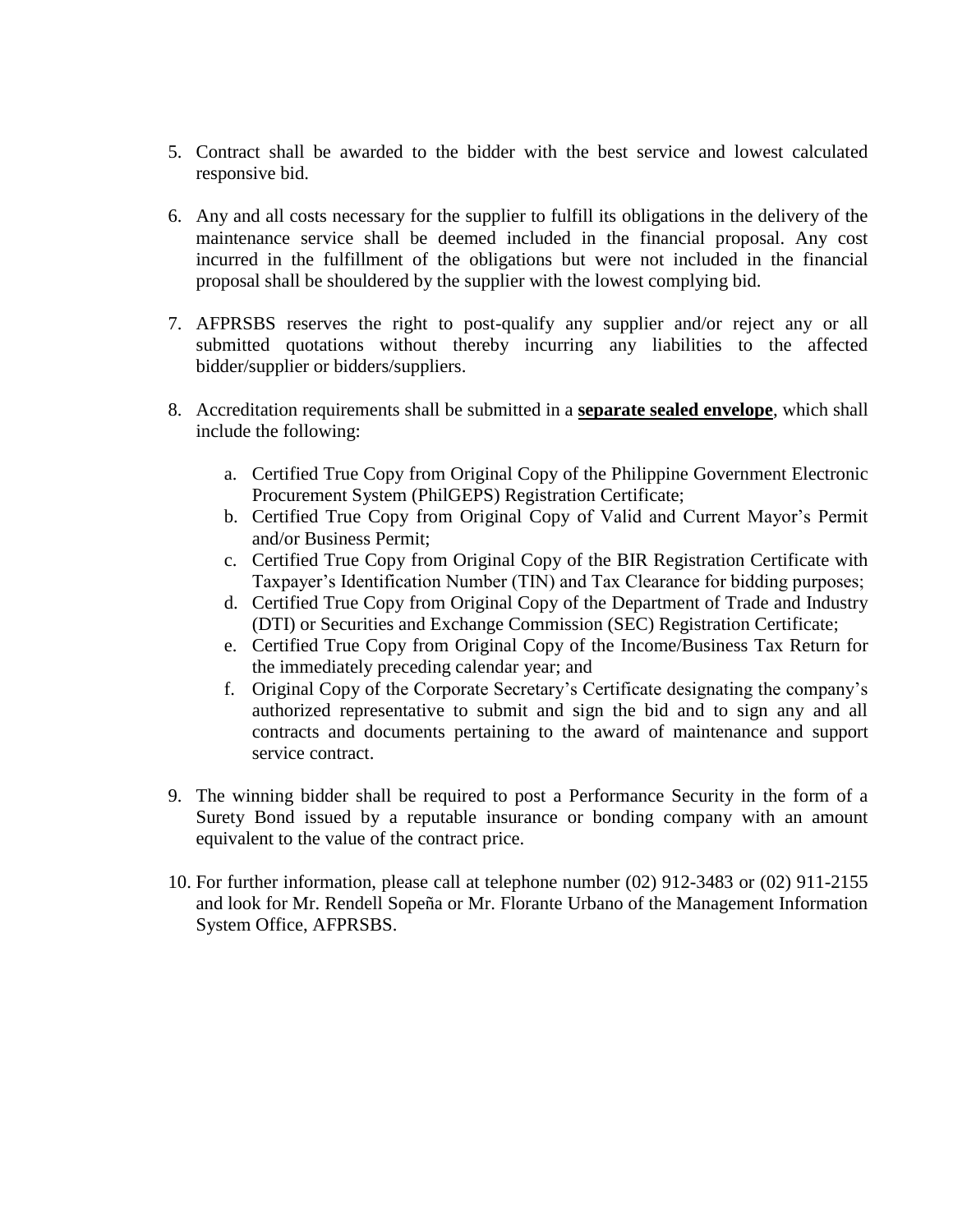5. Contract shall be awarded to the bidder with the best service and lowest calculated responsive bid.

6. Any and all costs necessary for the supplier to fulfill its obligations in the delivery of the maintenance service shall be deemed included in the financial proposal. Any cost incurred in the fulfillment of the obligations but were not included in the financial proposal shall be shouldered by the supplier with the lowest complying bid.

7. AFPRSBS reserves the right to post-qualify any supplier and/or reject any or all submitted quotations without thereby incurring any liabilities to the affected bidder/supplier or bidders/suppliers.

8. Accreditation requirements shall be submitted in a **<u>separate sealed envelope</u>**, which shall include the following:

   a. Certified True Copy from Original Copy of the Philippine Government Electronic Procurement System (PhilGEPS) Registration Certificate;
   b. Certified True Copy from Original Copy of Valid and Current Mayor's Permit and/or Business Permit;
   c. Certified True Copy from Original Copy of the BIR Registration Certificate with Taxpayer's Identification Number (TIN) and Tax Clearance for bidding purposes;
   d. Certified True Copy from Original Copy of the Department of Trade and Industry (DTI) or Securities and Exchange Commission (SEC) Registration Certificate;
   e. Certified True Copy from Original Copy of the Income/Business Tax Return for the immediately preceding calendar year; and
   f. Original Copy of the Corporate Secretary's Certificate designating the company's authorized representative to submit and sign the bid and to sign any and all contracts and documents pertaining to the award of maintenance and support service contract.

9. The winning bidder shall be required to post a Performance Security in the form of a Surety Bond issued by a reputable insurance or bonding company with an amount equivalent to the value of the contract price.

10. For further information, please call at telephone number (02) 912-3483 or (02) 911-2155 and look for Mr. Rendell Sopeña or Mr. Florante Urbano of the Management Information System Office, AFPRSBS.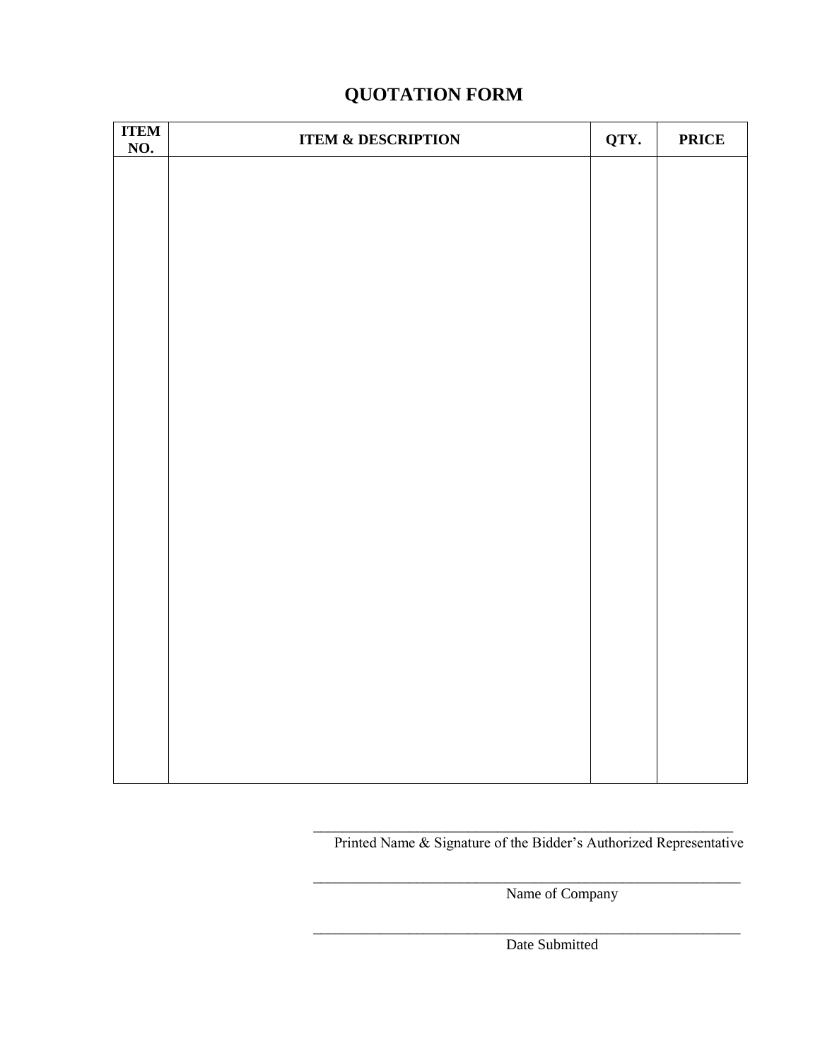# QUOTATION FORM

| ITEM NO. | ITEM & DESCRIPTION | QTY. | PRICE |
|---|---|---|---|
| | | | |

_______________________________________________
Printed Name & Signature of the Bidder's Authorized Representative

_______________________________________________
Name of Company

_______________________________________________
Date Submitted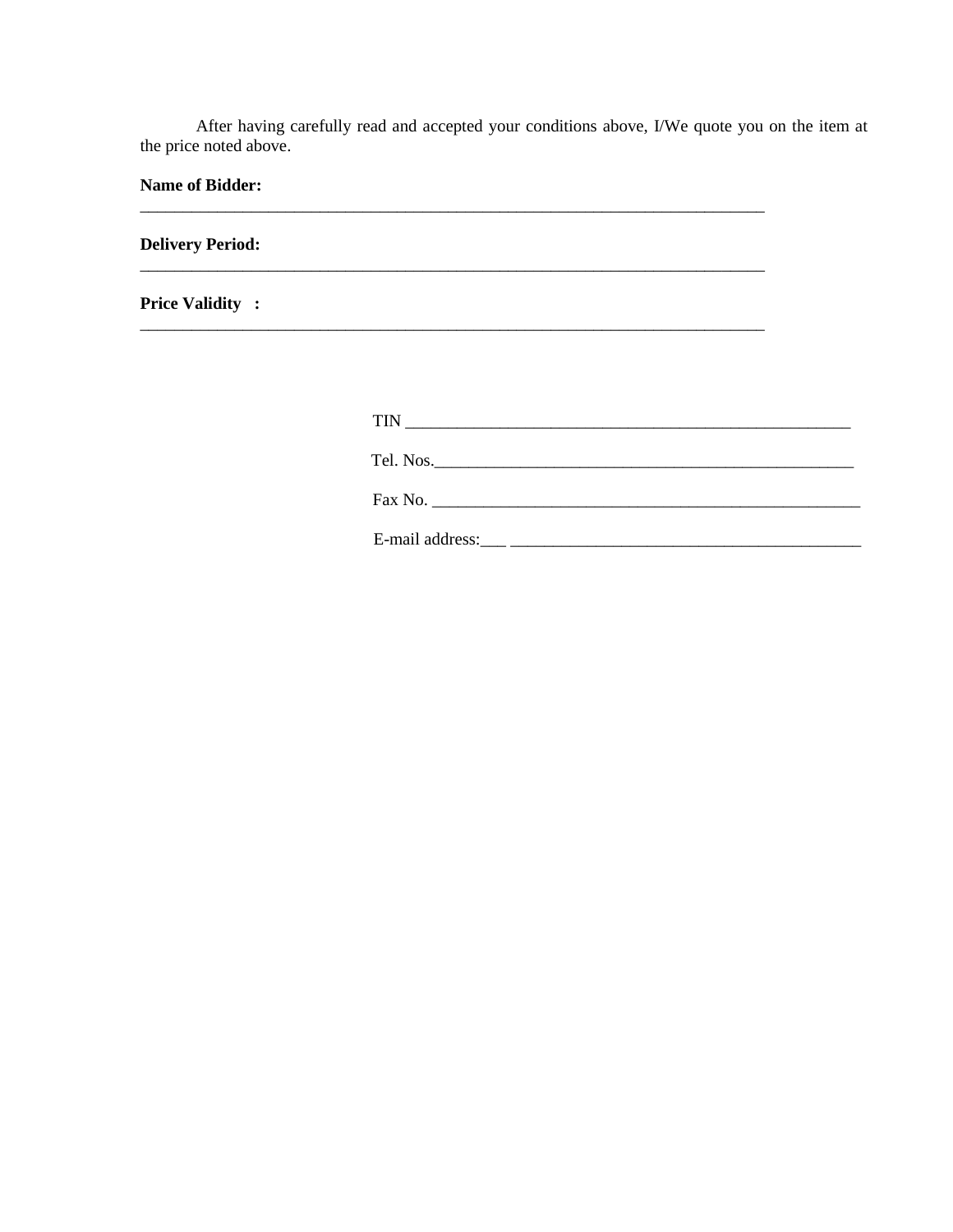After having carefully read and accepted your conditions above, I/We quote you on the item at the price noted above.

**Name of Bidder:**

______________________________________________________________________________

**Delivery Period:**

______________________________________________________________________________

**Price Validity :**

______________________________________________________________________________

TIN _______________________________________________________

Tel. Nos.____________________________________________________

Fax No. _____________________________________________________

E-mail address:___ __________________________________________